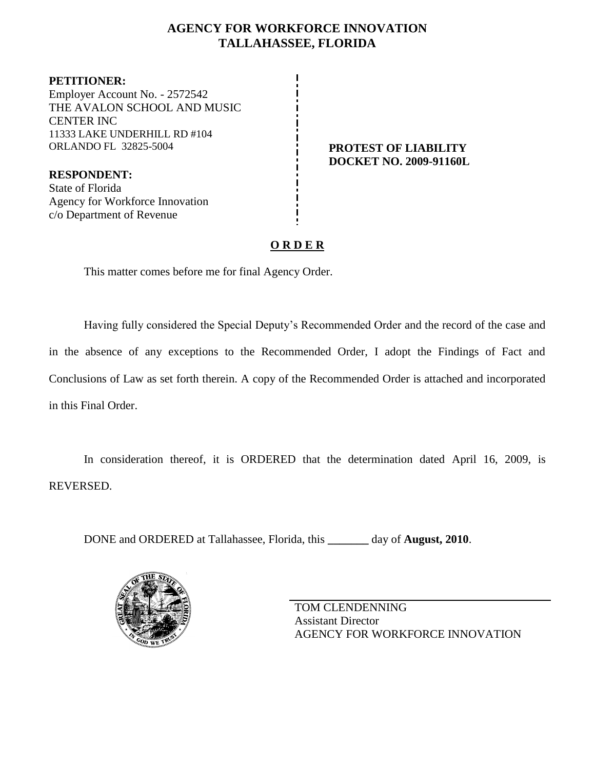# AGENCY FOR WORKFORCE INNOVATION
# TALLAHASSEE, FLORIDA

**PETITIONER:**
Employer Account No. - 2572542
THE AVALON SCHOOL AND MUSIC CENTER INC
11333 LAKE UNDERHILL RD #104
ORLANDO FL 32825-5004

**RESPONDENT:**
State of Florida
Agency for Workforce Innovation
c/o Department of Revenue

**PROTEST OF LIABILITY**
**DOCKET NO. 2009-91160L**

## O R D E R

This matter comes before me for final Agency Order.

Having fully considered the Special Deputy's Recommended Order and the record of the case and in the absence of any exceptions to the Recommended Order, I adopt the Findings of Fact and Conclusions of Law as set forth therein. A copy of the Recommended Order is attached and incorporated in this Final Order.

In consideration thereof, it is ORDERED that the determination dated April 16, 2009, is REVERSED.

DONE and ORDERED at Tallahassee, Florida, this _______ day of **August, 2010**.

TOM CLENDENNING
Assistant Director
AGENCY FOR WORKFORCE INNOVATION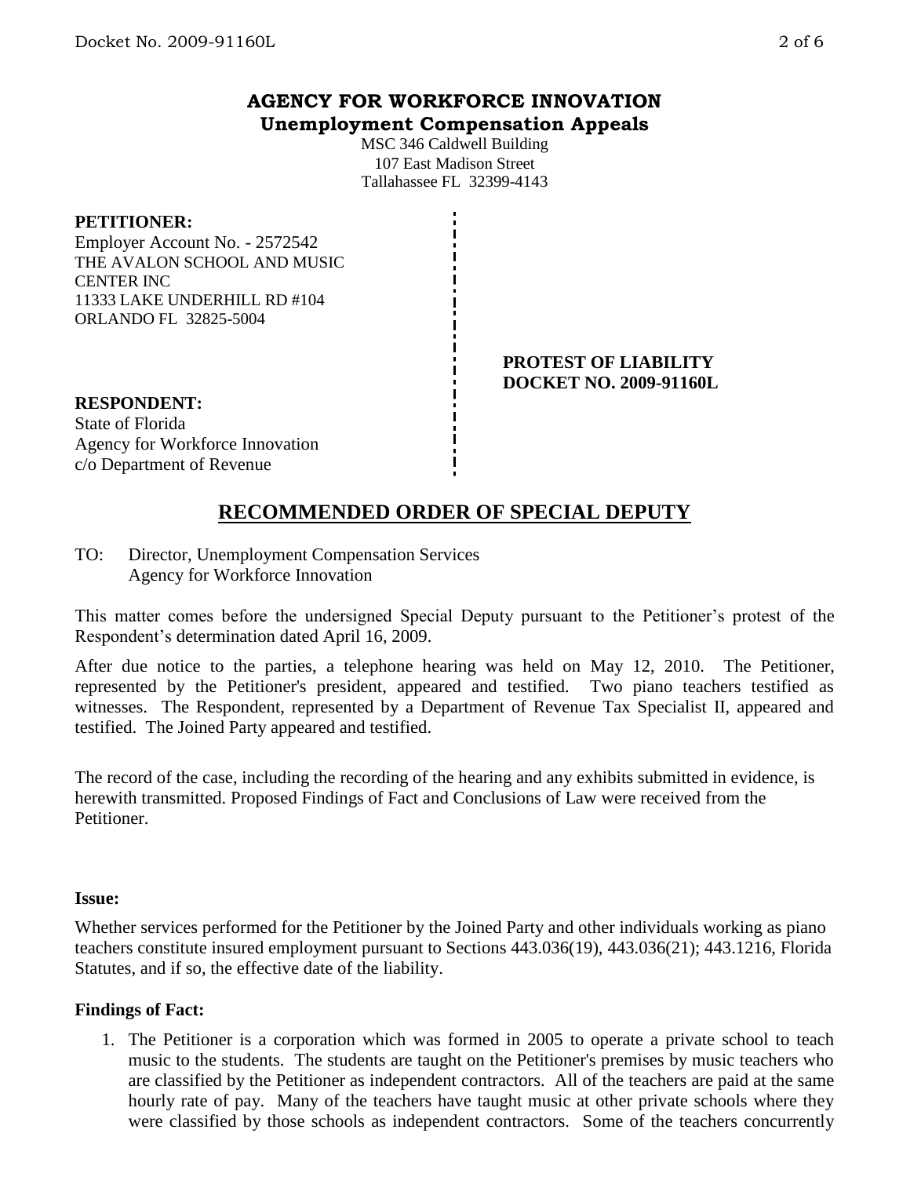## AGENCY FOR WORKFORCE INNOVATION
### Unemployment Compensation Appeals

MSC 346 Caldwell Building
107 East Madison Street
Tallahassee FL 32399-4143

**PETITIONER:**
Employer Account No. - 2572542
THE AVALON SCHOOL AND MUSIC CENTER INC
11333 LAKE UNDERHILL RD #104
ORLANDO FL 32825-5004

**PROTEST OF LIABILITY**
**DOCKET NO. 2009-91160L**

**RESPONDENT:**
State of Florida
Agency for Workforce Innovation
c/o Department of Revenue

## RECOMMENDED ORDER OF SPECIAL DEPUTY

TO: Director, Unemployment Compensation Services
Agency for Workforce Innovation

This matter comes before the undersigned Special Deputy pursuant to the Petitioner's protest of the Respondent's determination dated April 16, 2009.

After due notice to the parties, a telephone hearing was held on May 12, 2010. The Petitioner, represented by the Petitioner's president, appeared and testified. Two piano teachers testified as witnesses. The Respondent, represented by a Department of Revenue Tax Specialist II, appeared and testified. The Joined Party appeared and testified.

The record of the case, including the recording of the hearing and any exhibits submitted in evidence, is herewith transmitted. Proposed Findings of Fact and Conclusions of Law were received from the Petitioner.

**Issue:**

Whether services performed for the Petitioner by the Joined Party and other individuals working as piano teachers constitute insured employment pursuant to Sections 443.036(19), 443.036(21); 443.1216, Florida Statutes, and if so, the effective date of the liability.

**Findings of Fact:**

1. The Petitioner is a corporation which was formed in 2005 to operate a private school to teach music to the students. The students are taught on the Petitioner's premises by music teachers who are classified by the Petitioner as independent contractors. All of the teachers are paid at the same hourly rate of pay. Many of the teachers have taught music at other private schools where they were classified by those schools as independent contractors. Some of the teachers concurrently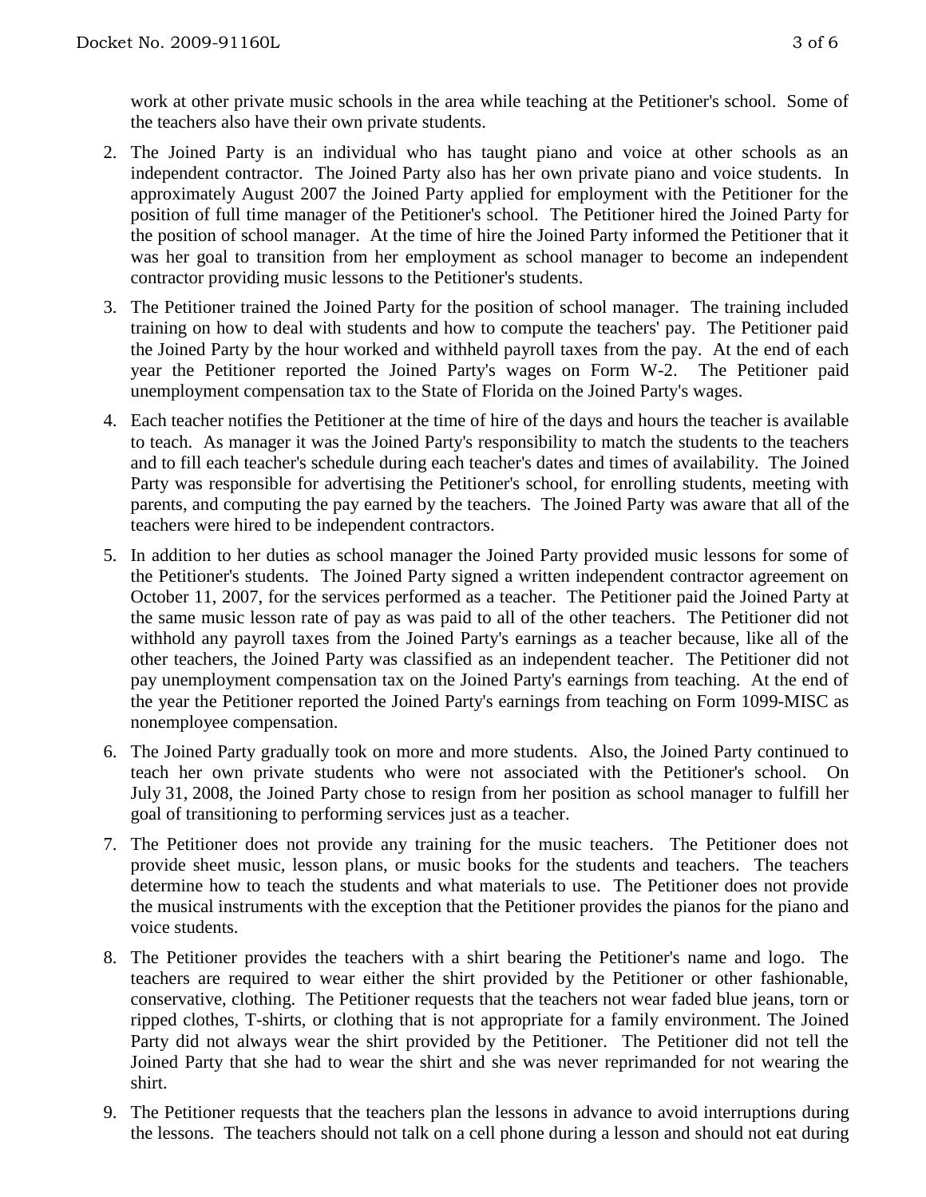work at other private music schools in the area while teaching at the Petitioner's school. Some of the teachers also have their own private students.

2. The Joined Party is an individual who has taught piano and voice at other schools as an independent contractor. The Joined Party also has her own private piano and voice students. In approximately August 2007 the Joined Party applied for employment with the Petitioner for the position of full time manager of the Petitioner's school. The Petitioner hired the Joined Party for the position of school manager. At the time of hire the Joined Party informed the Petitioner that it was her goal to transition from her employment as school manager to become an independent contractor providing music lessons to the Petitioner's students.

3. The Petitioner trained the Joined Party for the position of school manager. The training included training on how to deal with students and how to compute the teachers' pay. The Petitioner paid the Joined Party by the hour worked and withheld payroll taxes from the pay. At the end of each year the Petitioner reported the Joined Party's wages on Form W-2. The Petitioner paid unemployment compensation tax to the State of Florida on the Joined Party's wages.

4. Each teacher notifies the Petitioner at the time of hire of the days and hours the teacher is available to teach. As manager it was the Joined Party's responsibility to match the students to the teachers and to fill each teacher's schedule during each teacher's dates and times of availability. The Joined Party was responsible for advertising the Petitioner's school, for enrolling students, meeting with parents, and computing the pay earned by the teachers. The Joined Party was aware that all of the teachers were hired to be independent contractors.

5. In addition to her duties as school manager the Joined Party provided music lessons for some of the Petitioner's students. The Joined Party signed a written independent contractor agreement on October 11, 2007, for the services performed as a teacher. The Petitioner paid the Joined Party at the same music lesson rate of pay as was paid to all of the other teachers. The Petitioner did not withhold any payroll taxes from the Joined Party's earnings as a teacher because, like all of the other teachers, the Joined Party was classified as an independent teacher. The Petitioner did not pay unemployment compensation tax on the Joined Party's earnings from teaching. At the end of the year the Petitioner reported the Joined Party's earnings from teaching on Form 1099-MISC as nonemployee compensation.

6. The Joined Party gradually took on more and more students. Also, the Joined Party continued to teach her own private students who were not associated with the Petitioner's school. On July 31, 2008, the Joined Party chose to resign from her position as school manager to fulfill her goal of transitioning to performing services just as a teacher.

7. The Petitioner does not provide any training for the music teachers. The Petitioner does not provide sheet music, lesson plans, or music books for the students and teachers. The teachers determine how to teach the students and what materials to use. The Petitioner does not provide the musical instruments with the exception that the Petitioner provides the pianos for the piano and voice students.

8. The Petitioner provides the teachers with a shirt bearing the Petitioner's name and logo. The teachers are required to wear either the shirt provided by the Petitioner or other fashionable, conservative, clothing. The Petitioner requests that the teachers not wear faded blue jeans, torn or ripped clothes, T-shirts, or clothing that is not appropriate for a family environment. The Joined Party did not always wear the shirt provided by the Petitioner. The Petitioner did not tell the Joined Party that she had to wear the shirt and she was never reprimanded for not wearing the shirt.

9. The Petitioner requests that the teachers plan the lessons in advance to avoid interruptions during the lessons. The teachers should not talk on a cell phone during a lesson and should not eat during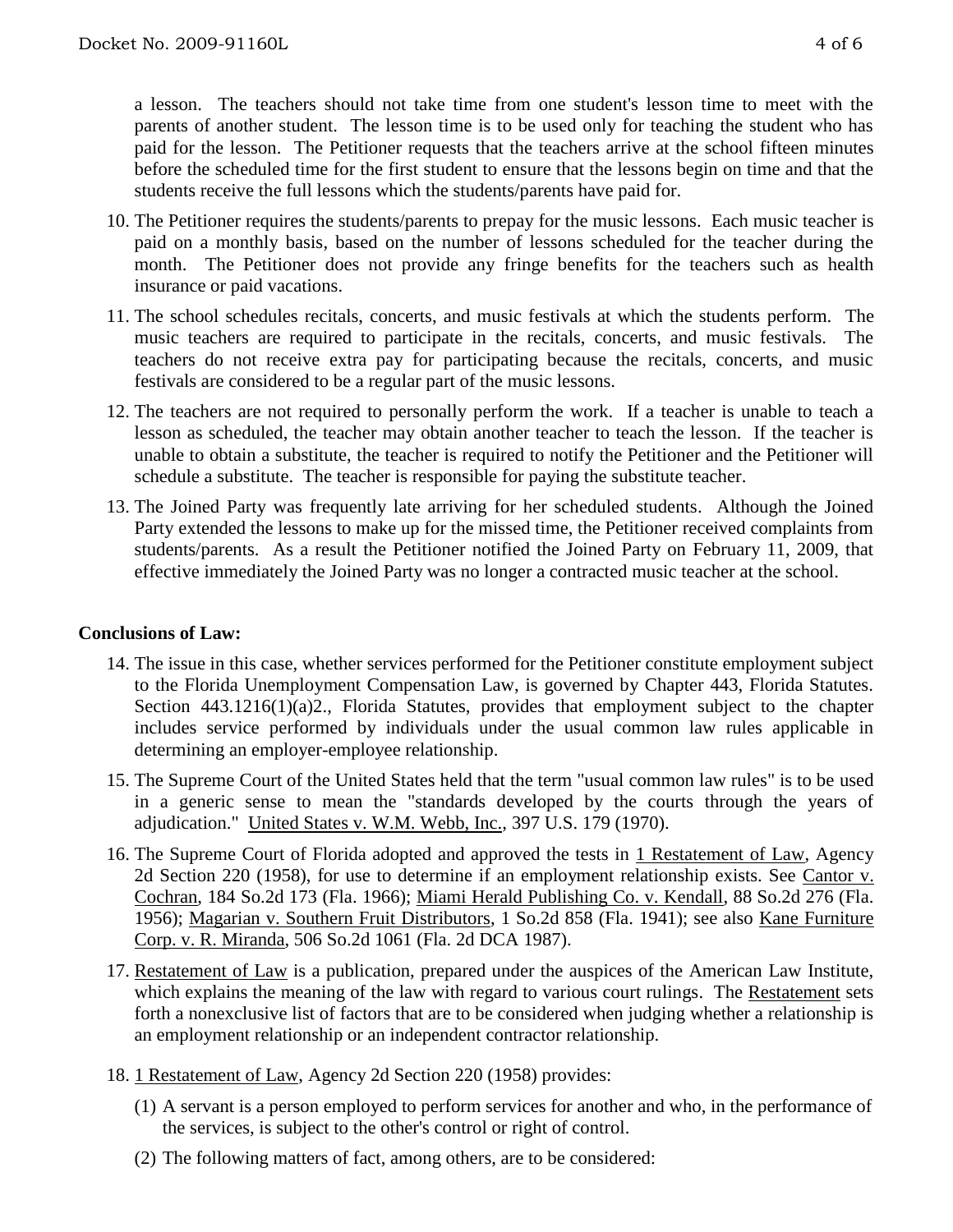a lesson. The teachers should not take time from one student's lesson time to meet with the parents of another student. The lesson time is to be used only for teaching the student who has paid for the lesson. The Petitioner requests that the teachers arrive at the school fifteen minutes before the scheduled time for the first student to ensure that the lessons begin on time and that the students receive the full lessons which the students/parents have paid for.

10. The Petitioner requires the students/parents to prepay for the music lessons. Each music teacher is paid on a monthly basis, based on the number of lessons scheduled for the teacher during the month. The Petitioner does not provide any fringe benefits for the teachers such as health insurance or paid vacations.

11. The school schedules recitals, concerts, and music festivals at which the students perform. The music teachers are required to participate in the recitals, concerts, and music festivals. The teachers do not receive extra pay for participating because the recitals, concerts, and music festivals are considered to be a regular part of the music lessons.

12. The teachers are not required to personally perform the work. If a teacher is unable to teach a lesson as scheduled, the teacher may obtain another teacher to teach the lesson. If the teacher is unable to obtain a substitute, the teacher is required to notify the Petitioner and the Petitioner will schedule a substitute. The teacher is responsible for paying the substitute teacher.

13. The Joined Party was frequently late arriving for her scheduled students. Although the Joined Party extended the lessons to make up for the missed time, the Petitioner received complaints from students/parents. As a result the Petitioner notified the Joined Party on February 11, 2009, that effective immediately the Joined Party was no longer a contracted music teacher at the school.

## Conclusions of Law:

14. The issue in this case, whether services performed for the Petitioner constitute employment subject to the Florida Unemployment Compensation Law, is governed by Chapter 443, Florida Statutes. Section 443.1216(1)(a)2., Florida Statutes, provides that employment subject to the chapter includes service performed by individuals under the usual common law rules applicable in determining an employer-employee relationship.

15. The Supreme Court of the United States held that the term "usual common law rules" is to be used in a generic sense to mean the "standards developed by the courts through the years of adjudication." United States v. W.M. Webb, Inc., 397 U.S. 179 (1970).

16. The Supreme Court of Florida adopted and approved the tests in 1 Restatement of Law, Agency 2d Section 220 (1958), for use to determine if an employment relationship exists. See Cantor v. Cochran, 184 So.2d 173 (Fla. 1966); Miami Herald Publishing Co. v. Kendall, 88 So.2d 276 (Fla. 1956); Magarian v. Southern Fruit Distributors, 1 So.2d 858 (Fla. 1941); see also Kane Furniture Corp. v. R. Miranda, 506 So.2d 1061 (Fla. 2d DCA 1987).

17. Restatement of Law is a publication, prepared under the auspices of the American Law Institute, which explains the meaning of the law with regard to various court rulings. The Restatement sets forth a nonexclusive list of factors that are to be considered when judging whether a relationship is an employment relationship or an independent contractor relationship.

18. 1 Restatement of Law, Agency 2d Section 220 (1958) provides:

    (1) A servant is a person employed to perform services for another and who, in the performance of the services, is subject to the other's control or right of control.

    (2) The following matters of fact, among others, are to be considered: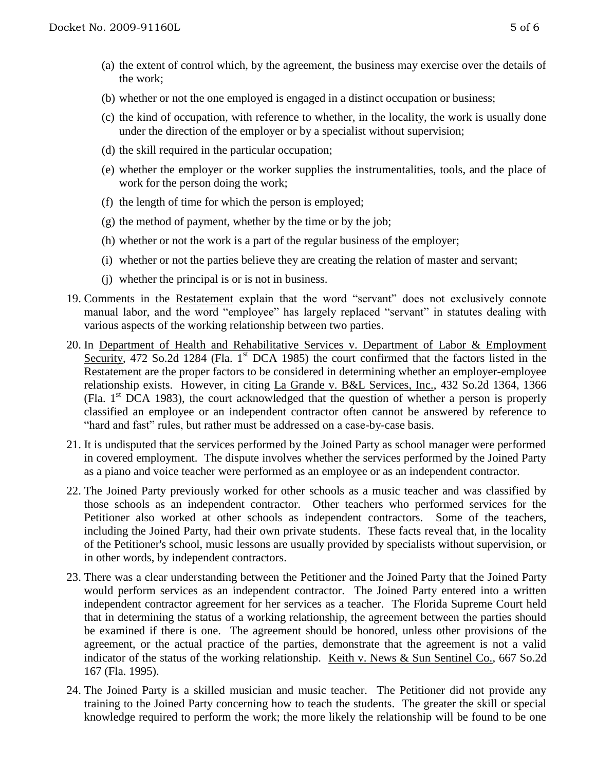(a) the extent of control which, by the agreement, the business may exercise over the details of the work;

(b) whether or not the one employed is engaged in a distinct occupation or business;

(c) the kind of occupation, with reference to whether, in the locality, the work is usually done under the direction of the employer or by a specialist without supervision;

(d) the skill required in the particular occupation;

(e) whether the employer or the worker supplies the instrumentalities, tools, and the place of work for the person doing the work;

(f) the length of time for which the person is employed;

(g) the method of payment, whether by the time or by the job;

(h) whether or not the work is a part of the regular business of the employer;

(i) whether or not the parties believe they are creating the relation of master and servant;

(j) whether the principal is or is not in business.

19. Comments in the Restatement explain that the word "servant" does not exclusively connote manual labor, and the word "employee" has largely replaced "servant" in statutes dealing with various aspects of the working relationship between two parties.

20. In Department of Health and Rehabilitative Services v. Department of Labor & Employment Security, 472 So.2d 1284 (Fla. 1st DCA 1985) the court confirmed that the factors listed in the Restatement are the proper factors to be considered in determining whether an employer-employee relationship exists. However, in citing La Grande v. B&L Services, Inc., 432 So.2d 1364, 1366 (Fla. 1st DCA 1983), the court acknowledged that the question of whether a person is properly classified an employee or an independent contractor often cannot be answered by reference to "hard and fast" rules, but rather must be addressed on a case-by-case basis.

21. It is undisputed that the services performed by the Joined Party as school manager were performed in covered employment. The dispute involves whether the services performed by the Joined Party as a piano and voice teacher were performed as an employee or as an independent contractor.

22. The Joined Party previously worked for other schools as a music teacher and was classified by those schools as an independent contractor. Other teachers who performed services for the Petitioner also worked at other schools as independent contractors. Some of the teachers, including the Joined Party, had their own private students. These facts reveal that, in the locality of the Petitioner's school, music lessons are usually provided by specialists without supervision, or in other words, by independent contractors.

23. There was a clear understanding between the Petitioner and the Joined Party that the Joined Party would perform services as an independent contractor. The Joined Party entered into a written independent contractor agreement for her services as a teacher. The Florida Supreme Court held that in determining the status of a working relationship, the agreement between the parties should be examined if there is one. The agreement should be honored, unless other provisions of the agreement, or the actual practice of the parties, demonstrate that the agreement is not a valid indicator of the status of the working relationship. Keith v. News & Sun Sentinel Co., 667 So.2d 167 (Fla. 1995).

24. The Joined Party is a skilled musician and music teacher. The Petitioner did not provide any training to the Joined Party concerning how to teach the students. The greater the skill or special knowledge required to perform the work; the more likely the relationship will be found to be one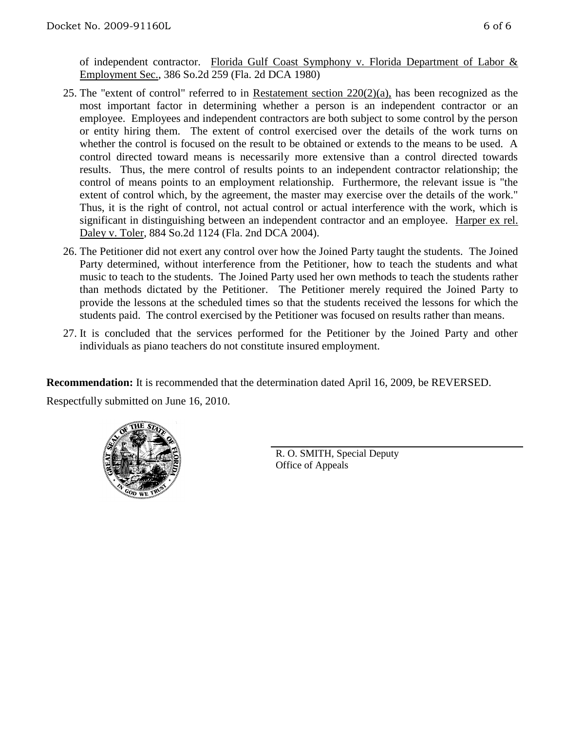of independent contractor. Florida Gulf Coast Symphony v. Florida Department of Labor & Employment Sec., 386 So.2d 259 (Fla. 2d DCA 1980)

25. The "extent of control" referred to in Restatement section 220(2)(a), has been recognized as the most important factor in determining whether a person is an independent contractor or an employee. Employees and independent contractors are both subject to some control by the person or entity hiring them. The extent of control exercised over the details of the work turns on whether the control is focused on the result to be obtained or extends to the means to be used. A control directed toward means is necessarily more extensive than a control directed towards results. Thus, the mere control of results points to an independent contractor relationship; the control of means points to an employment relationship. Furthermore, the relevant issue is "the extent of control which, by the agreement, the master may exercise over the details of the work." Thus, it is the right of control, not actual control or actual interference with the work, which is significant in distinguishing between an independent contractor and an employee. Harper ex rel. Daley v. Toler, 884 So.2d 1124 (Fla. 2nd DCA 2004).

26. The Petitioner did not exert any control over how the Joined Party taught the students. The Joined Party determined, without interference from the Petitioner, how to teach the students and what music to teach to the students. The Joined Party used her own methods to teach the students rather than methods dictated by the Petitioner. The Petitioner merely required the Joined Party to provide the lessons at the scheduled times so that the students received the lessons for which the students paid. The control exercised by the Petitioner was focused on results rather than means.

27. It is concluded that the services performed for the Petitioner by the Joined Party and other individuals as piano teachers do not constitute insured employment.

**Recommendation:** It is recommended that the determination dated April 16, 2009, be REVERSED.

Respectfully submitted on June 16, 2010.

R. O. SMITH, Special Deputy
Office of Appeals